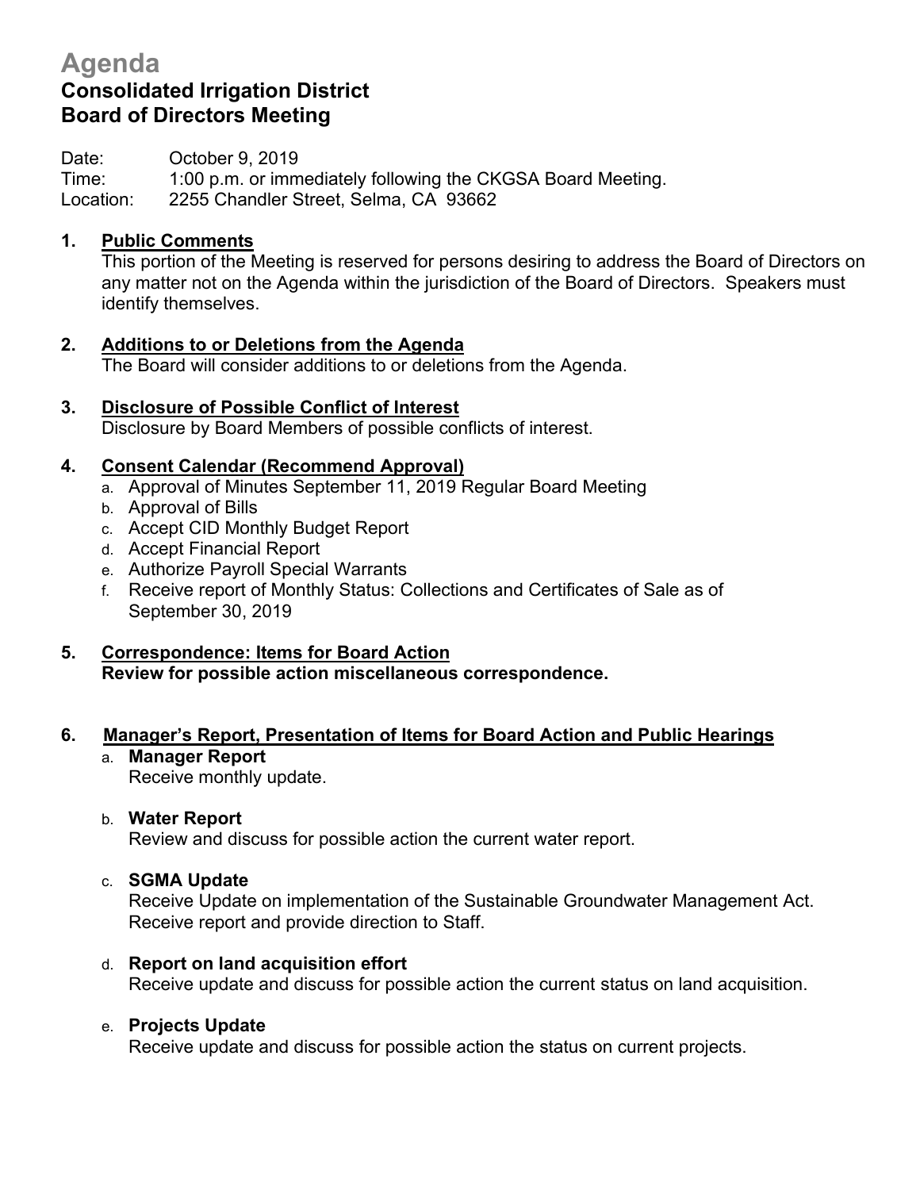# Agenda

## Consolidated Irrigation District
## Board of Directors Meeting

Date: October 9, 2019
Time: 1:00 p.m. or immediately following the CKGSA Board Meeting.
Location: 2255 Chandler Street, Selma, CA 93662

1. **Public Comments**
   This portion of the Meeting is reserved for persons desiring to address the Board of Directors on any matter not on the Agenda within the jurisdiction of the Board of Directors. Speakers must identify themselves.

2. **Additions to or Deletions from the Agenda**
   The Board will consider additions to or deletions from the Agenda.

3. **Disclosure of Possible Conflict of Interest**
   Disclosure by Board Members of possible conflicts of interest.

4. **Consent Calendar (Recommend Approval)**
   a. Approval of Minutes September 11, 2019 Regular Board Meeting
   b. Approval of Bills
   c. Accept CID Monthly Budget Report
   d. Accept Financial Report
   e. Authorize Payroll Special Warrants
   f. Receive report of Monthly Status: Collections and Certificates of Sale as of September 30, 2019

5. **Correspondence: Items for Board Action**
   **Review for possible action miscellaneous correspondence.**

6. **Manager's Report, Presentation of Items for Board Action and Public Hearings**
   a. **Manager Report**
      Receive monthly update.

   b. **Water Report**
      Review and discuss for possible action the current water report.

   c. **SGMA Update**
      Receive Update on implementation of the Sustainable Groundwater Management Act. Receive report and provide direction to Staff.

   d. **Report on land acquisition effort**
      Receive update and discuss for possible action the current status on land acquisition.

   e. **Projects Update**
      Receive update and discuss for possible action the status on current projects.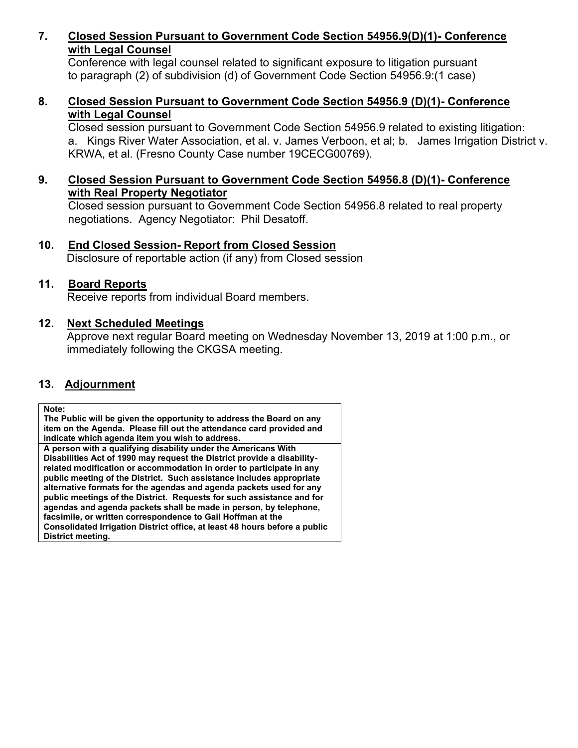7. **Closed Session Pursuant to Government Code Section 54956.9(D)(1)- Conference with Legal Counsel**
   Conference with legal counsel related to significant exposure to litigation pursuant to paragraph (2) of subdivision (d) of Government Code Section 54956.9:(1 case)

8. **Closed Session Pursuant to Government Code Section 54956.9 (D)(1)- Conference with Legal Counsel**
   Closed session pursuant to Government Code Section 54956.9 related to existing litigation: a. Kings River Water Association, et al. v. James Verboon, et al; b. James Irrigation District v. KRWA, et al. (Fresno County Case number 19CECG00769).

9. **Closed Session Pursuant to Government Code Section 54956.8 (D)(1)- Conference with Real Property Negotiator**
   Closed session pursuant to Government Code Section 54956.8 related to real property negotiations. Agency Negotiator: Phil Desatoff.

10. **End Closed Session- Report from Closed Session**
    Disclosure of reportable action (if any) from Closed session

11. **Board Reports**
    Receive reports from individual Board members.

12. **Next Scheduled Meetings**
    Approve next regular Board meeting on Wednesday November 13, 2019 at 1:00 p.m., or immediately following the CKGSA meeting.

13. **Adjournment**

**Note:**
**The Public will be given the opportunity to address the Board on any item on the Agenda. Please fill out the attendance card provided and indicate which agenda item you wish to address.**

**A person with a qualifying disability under the Americans With Disabilities Act of 1990 may request the District provide a disability-related modification or accommodation in order to participate in any public meeting of the District. Such assistance includes appropriate alternative formats for the agendas and agenda packets used for any public meetings of the District. Requests for such assistance and for agendas and agenda packets shall be made in person, by telephone, facsimile, or written correspondence to Gail Hoffman at the Consolidated Irrigation District office, at least 48 hours before a public District meeting.**